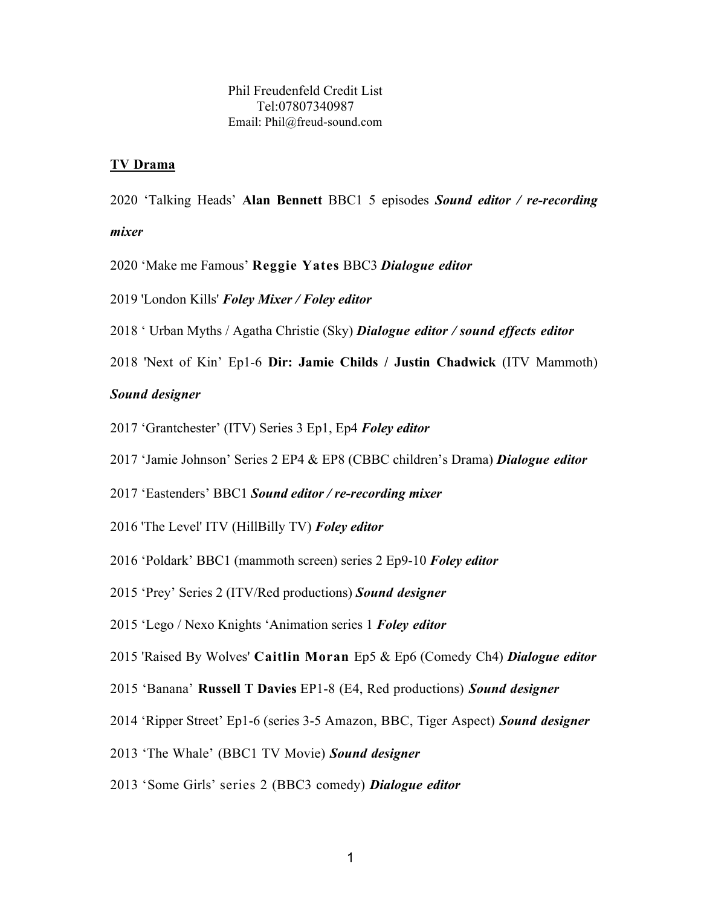Phil Freudenfeld Credit List
Tel:07807340987
Email: Phil@freud-sound.com

## TV Drama

2020 'Talking Heads' **Alan Bennett** BBC1 5 episodes ***Sound editor / re-recording mixer***

2020 'Make me Famous' **Reggie Yates** BBC3 ***Dialogue editor***

2019 'London Kills' ***Foley Mixer / Foley editor***

2018 ' Urban Myths / Agatha Christie (Sky) ***Dialogue editor / sound effects editor***

2018 'Next of Kin' Ep1-6 **Dir: Jamie Childs / Justin Chadwick** (ITV Mammoth) ***Sound designer***

2017 'Grantchester' (ITV) Series 3 Ep1, Ep4 ***Foley editor***

2017 'Jamie Johnson' Series 2 EP4 & EP8 (CBBC children's Drama) ***Dialogue editor***

2017 'Eastenders' BBC1 ***Sound editor / re-recording mixer***

2016 'The Level' ITV (HillBilly TV) ***Foley editor***

2016 'Poldark' BBC1 (mammoth screen) series 2 Ep9-10 ***Foley editor***

2015 'Prey' Series 2 (ITV/Red productions) ***Sound designer***

2015 'Lego / Nexo Knights 'Animation series 1 ***Foley editor***

2015 'Raised By Wolves' **Caitlin Moran** Ep5 & Ep6 (Comedy Ch4) ***Dialogue editor***

2015 'Banana' **Russell T Davies** EP1-8 (E4, Red productions) ***Sound designer***

2014 'Ripper Street' Ep1-6 (series 3-5 Amazon, BBC, Tiger Aspect) ***Sound designer***

2013 'The Whale' (BBC1 TV Movie) ***Sound designer***

2013 'Some Girls' series 2 (BBC3 comedy) ***Dialogue editor***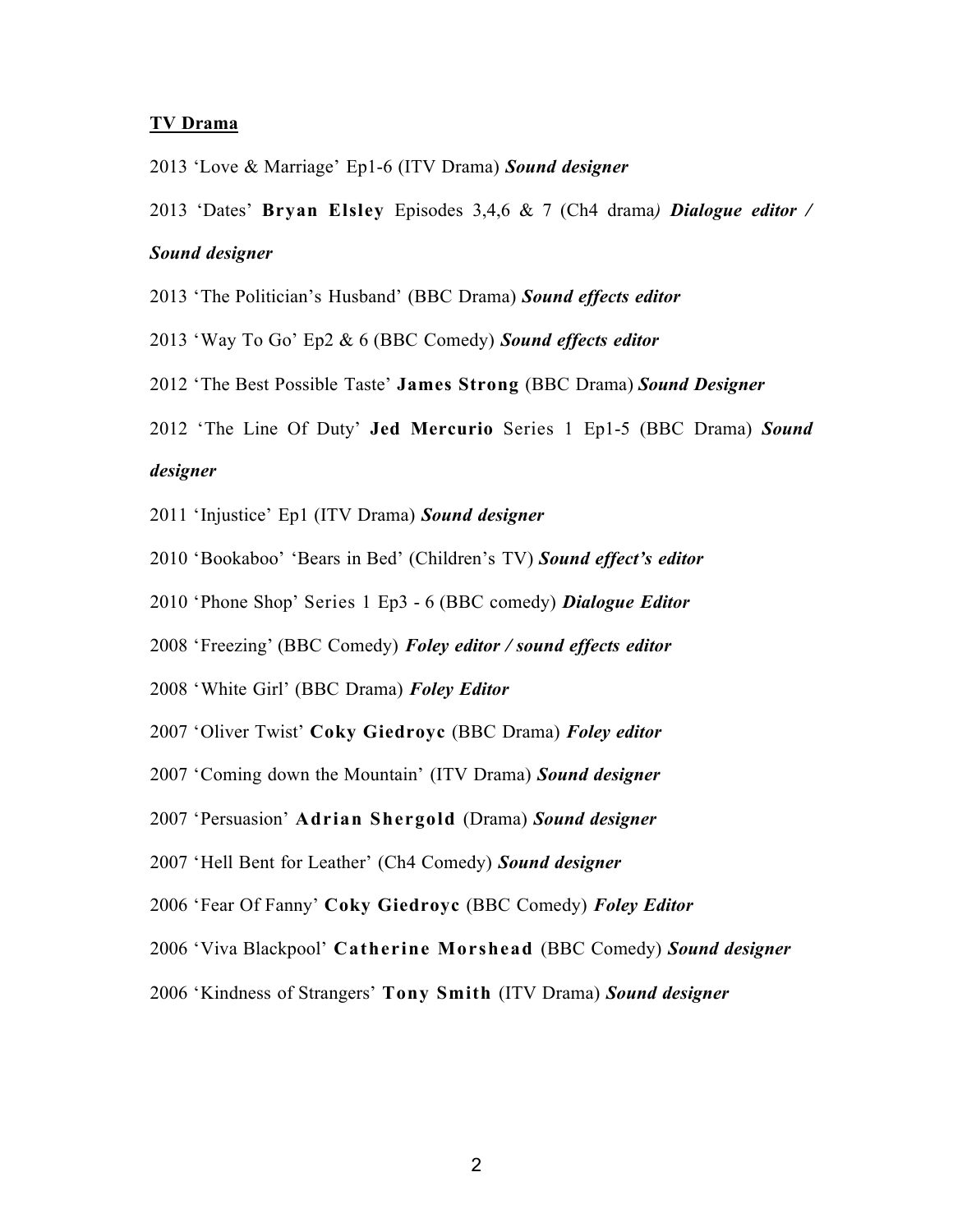## TV Drama

2013 'Love & Marriage' Ep1-6 (ITV Drama) ***Sound designer***

2013 'Dates' **Bryan Elsley** Episodes 3,4,6 & 7 (Ch4 drama*)* ***Dialogue editor / Sound designer***

2013 'The Politician's Husband' (BBC Drama) ***Sound effects editor***

2013 'Way To Go' Ep2 & 6 (BBC Comedy) ***Sound effects editor***

2012 'The Best Possible Taste' **James Strong** (BBC Drama) ***Sound Designer***

2012 'The Line Of Duty' **Jed Mercurio** Series 1 Ep1-5 (BBC Drama) ***Sound designer***

2011 'Injustice' Ep1 (ITV Drama) ***Sound designer***

2010 'Bookaboo' 'Bears in Bed' (Children's TV) ***Sound effect's editor***

2010 'Phone Shop' Series 1 Ep3 - 6 (BBC comedy) ***Dialogue Editor***

2008 'Freezing' (BBC Comedy) ***Foley editor / sound effects editor***

2008 'White Girl' (BBC Drama) ***Foley Editor***

2007 'Oliver Twist' **Coky Giedroyc** (BBC Drama) ***Foley editor***

2007 'Coming down the Mountain' (ITV Drama) ***Sound designer***

2007 'Persuasion' **Adrian Shergold** (Drama) ***Sound designer***

2007 'Hell Bent for Leather' (Ch4 Comedy) ***Sound designer***

2006 'Fear Of Fanny' **Coky Giedroyc** (BBC Comedy) ***Foley Editor***

2006 'Viva Blackpool' **Catherine Morshead** (BBC Comedy) ***Sound designer***

2006 'Kindness of Strangers' **Tony Smith** (ITV Drama) ***Sound designer***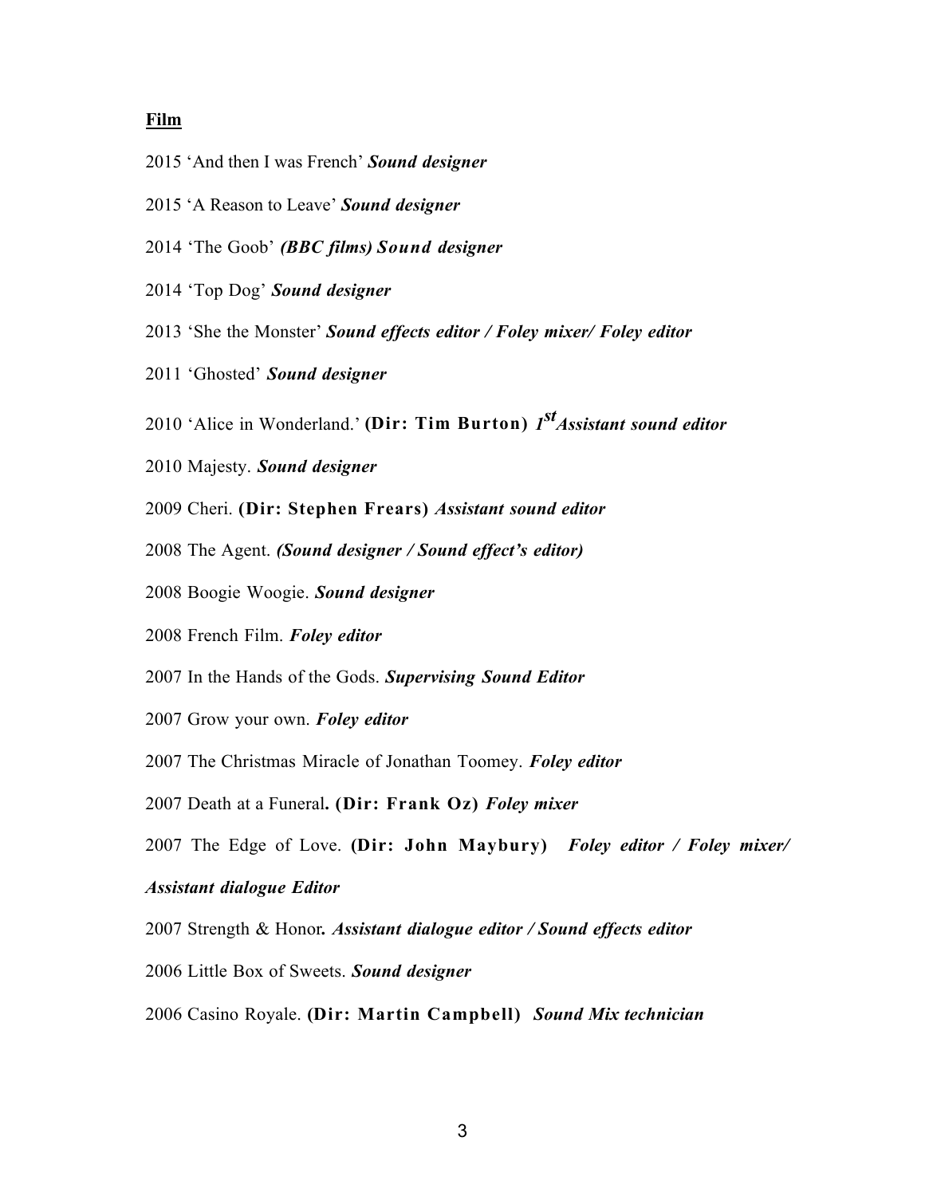**Film**

2015 'And then I was French' ***Sound designer***

2015 'A Reason to Leave' ***Sound designer***

2014 'The Goob' ***(BBC films) Sound designer***

2014 'Top Dog' ***Sound designer***

2013 'She the Monster' ***Sound effects editor / Foley mixer/ Foley editor***

2011 'Ghosted' ***Sound designer***

2010 'Alice in Wonderland.' **(Dir: Tim Burton)** ***1st Assistant sound editor***

2010 Majesty. ***Sound designer***

2009 Cheri. **(Dir: Stephen Frears)** *Assistant sound editor*

2008 The Agent. ***(Sound designer / Sound effect's editor)***

2008 Boogie Woogie. ***Sound designer***

2008 French Film. ***Foley editor***

2007 In the Hands of the Gods. ***Supervising Sound Editor***

2007 Grow your own. ***Foley editor***

2007 The Christmas Miracle of Jonathan Toomey. ***Foley editor***

2007 Death at a Funeral**. (Dir: Frank Oz)** ***Foley mixer***

2007 The Edge of Love. **(Dir: John Maybury)** ***Foley editor / Foley mixer/ Assistant dialogue Editor***

2007 Strength & Honor***. Assistant dialogue editor / Sound effects editor***

2006 Little Box of Sweets. ***Sound designer***

2006 Casino Royale. **(Dir: Martin Campbell)** ***Sound Mix technician***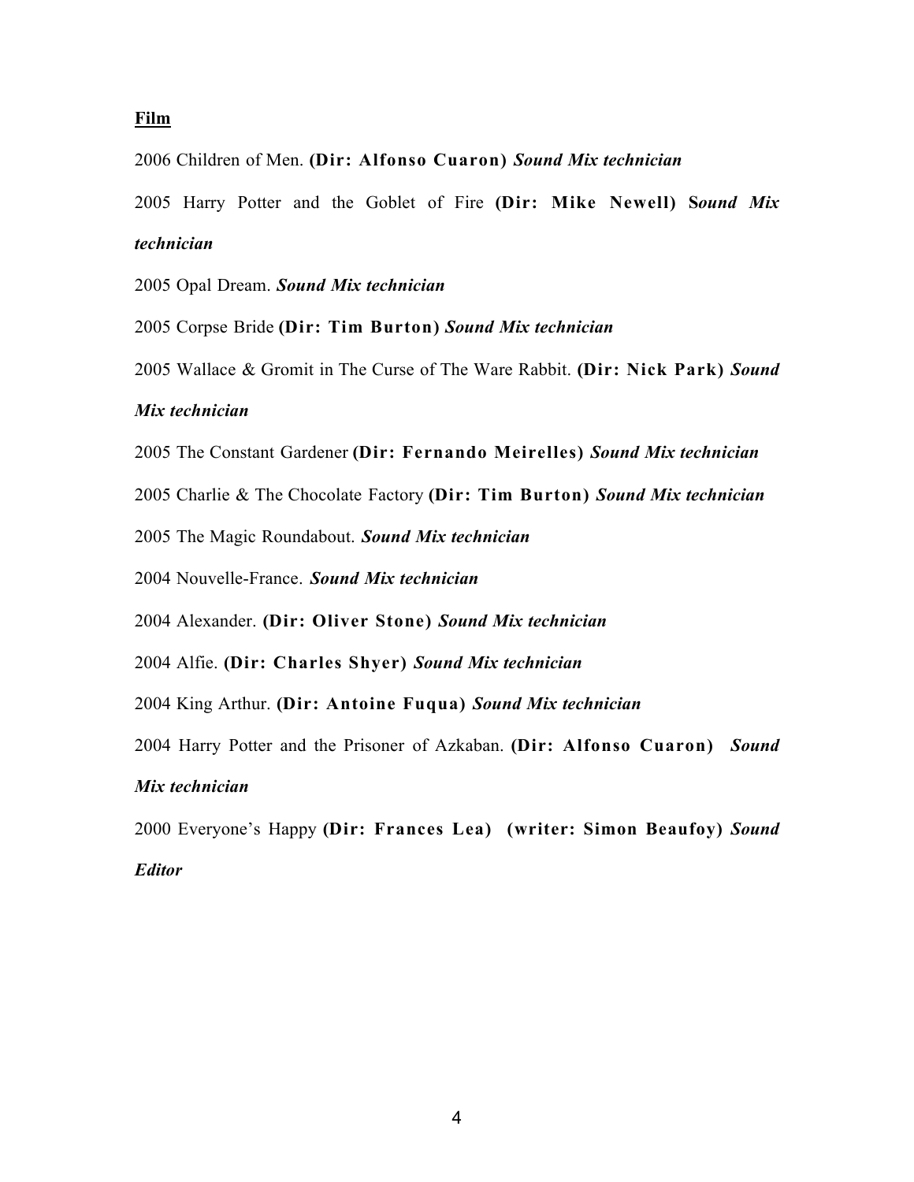**Film**

2006 Children of Men. **(Dir: Alfonso Cuaron)** ***Sound Mix technician***

2005 Harry Potter and the Goblet of Fire **(Dir: Mike Newell) S*ound Mix technician***

2005 Opal Dream. ***Sound Mix technician***

2005 Corpse Bride **(Dir: Tim Burton)** ***Sound Mix technician***

2005 Wallace & Gromit in The Curse of The Ware Rabbit. **(Dir: Nick Park)** ***Sound Mix technician***

2005 The Constant Gardener **(Dir: Fernando Meirelles)** ***Sound Mix technician***

2005 Charlie & The Chocolate Factory **(Dir: Tim Burton)** ***Sound Mix technician***

2005 The Magic Roundabout. ***Sound Mix technician***

2004 Nouvelle-France. ***Sound Mix technician***

2004 Alexander. **(Dir: Oliver Stone)** ***Sound Mix technician***

2004 Alfie. **(Dir: Charles Shyer)** ***Sound Mix technician***

2004 King Arthur. **(Dir: Antoine Fuqua)** ***Sound Mix technician***

2004 Harry Potter and the Prisoner of Azkaban. **(Dir: Alfonso Cuaron)** ***Sound Mix technician***

2000 Everyone's Happy **(Dir: Frances Lea) (writer: Simon Beaufoy)** ***Sound Editor***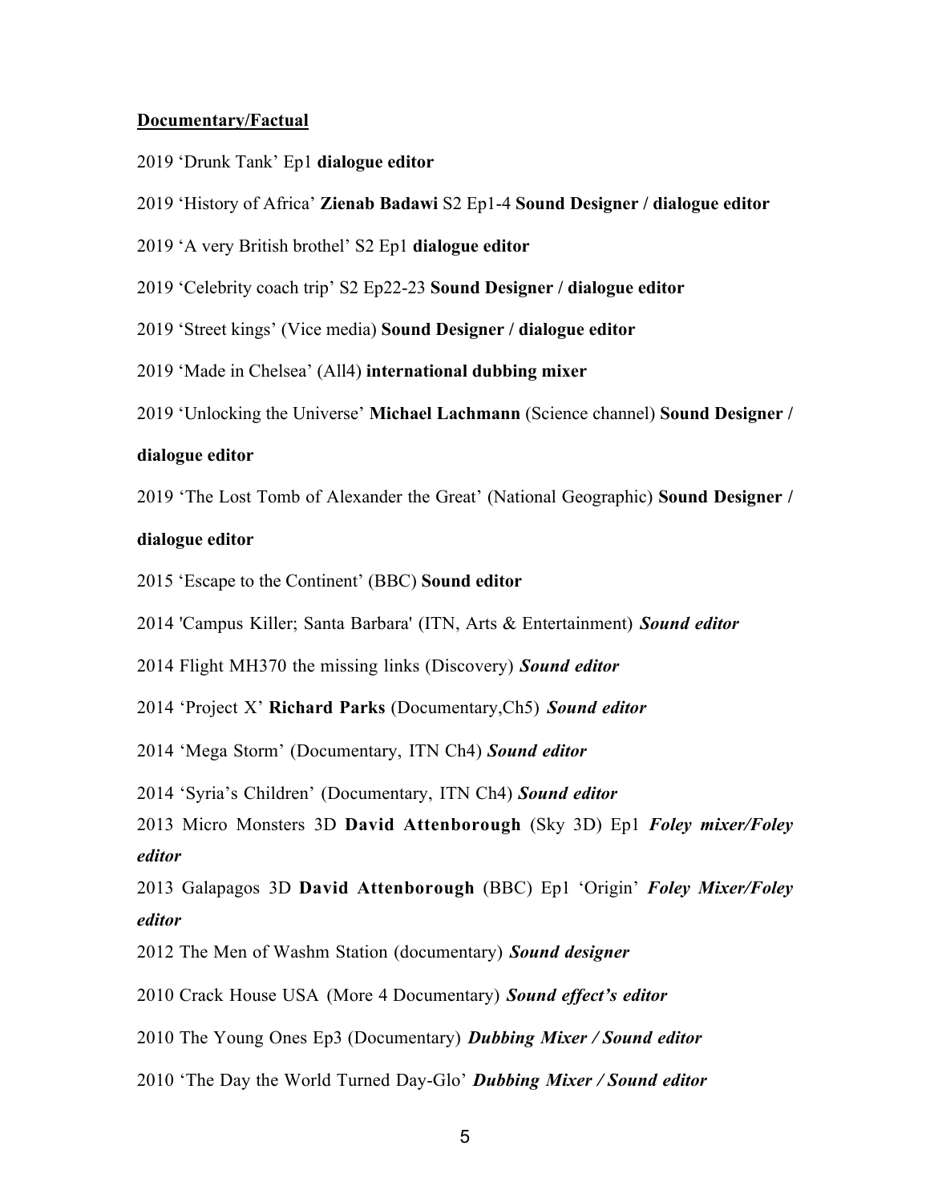**Documentary/Factual**

2019 'Drunk Tank' Ep1 **dialogue editor**

2019 'History of Africa' **Zienab Badawi** S2 Ep1-4 **Sound Designer / dialogue editor**

2019 'A very British brothel' S2 Ep1 **dialogue editor**

2019 'Celebrity coach trip' S2 Ep22-23 **Sound Designer / dialogue editor**

2019 'Street kings' (Vice media) **Sound Designer / dialogue editor**

2019 'Made in Chelsea' (All4) **international dubbing mixer**

2019 'Unlocking the Universe' **Michael Lachmann** (Science channel) **Sound Designer / dialogue editor**

2019 'The Lost Tomb of Alexander the Great' (National Geographic) **Sound Designer / dialogue editor**

2015 'Escape to the Continent' (BBC) **Sound editor**

2014 'Campus Killer; Santa Barbara' (ITN, Arts & Entertainment) ***Sound editor***

2014 Flight MH370 the missing links (Discovery) ***Sound editor***

2014 'Project X' **Richard Parks** (Documentary,Ch5) ***Sound editor***

2014 'Mega Storm' (Documentary, ITN Ch4) ***Sound editor***

2014 'Syria's Children' (Documentary, ITN Ch4) ***Sound editor***

2013 Micro Monsters 3D **David Attenborough** (Sky 3D) Ep1 ***Foley mixer/Foley editor***

2013 Galapagos 3D **David Attenborough** (BBC) Ep1 'Origin' ***Foley Mixer/Foley editor***

2012 The Men of Washm Station (documentary) ***Sound designer***

2010 Crack House USA (More 4 Documentary) ***Sound effect's editor***

2010 The Young Ones Ep3 (Documentary) ***Dubbing Mixer / Sound editor***

2010 'The Day the World Turned Day-Glo' ***Dubbing Mixer / Sound editor***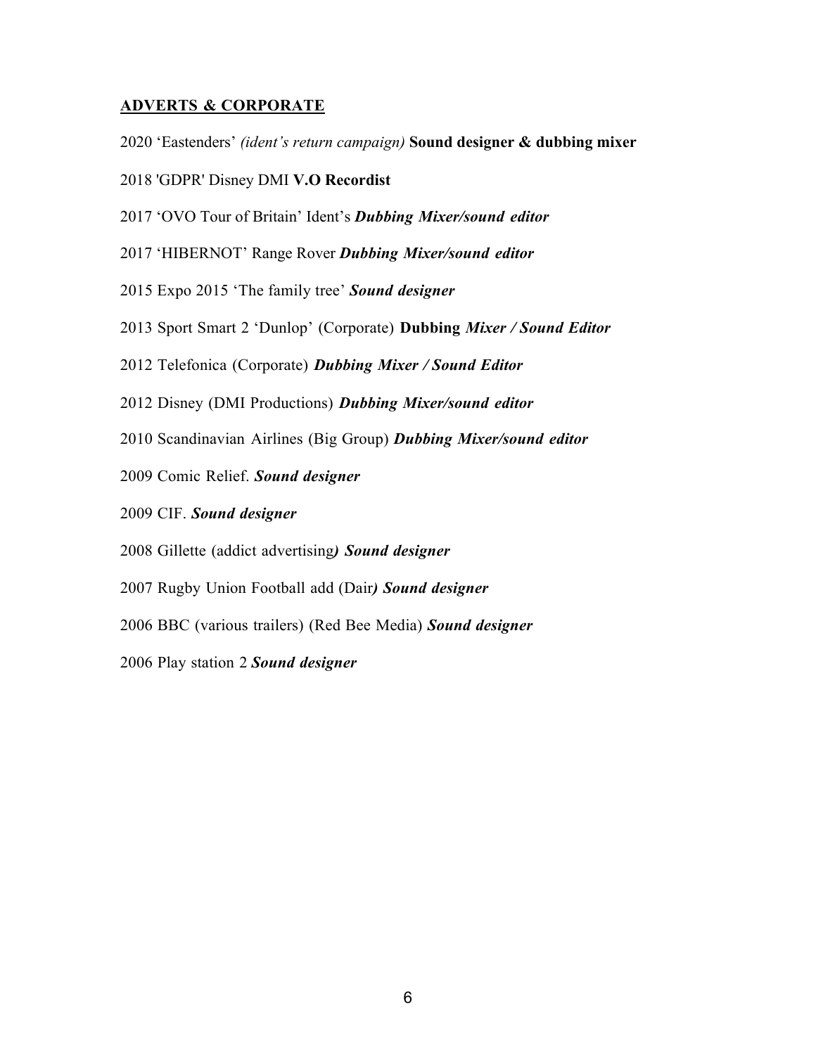## ADVERTS & CORPORATE

2020 'Eastenders' *(ident's return campaign)* **Sound designer & dubbing mixer**

2018 'GDPR' Disney DMI **V.O Recordist**

2017 'OVO Tour of Britain' Ident's ***Dubbing Mixer/sound editor***

2017 'HIBERNOT' Range Rover ***Dubbing Mixer/sound editor***

2015 Expo 2015 'The family tree' ***Sound designer***

2013 Sport Smart 2 'Dunlop' (Corporate) **Dubbing** ***Mixer / Sound Editor***

2012 Telefonica (Corporate) ***Dubbing Mixer / Sound Editor***

2012 Disney (DMI Productions) ***Dubbing Mixer/sound editor***

2010 Scandinavian Airlines (Big Group) ***Dubbing Mixer/sound editor***

2009 Comic Relief. ***Sound designer***

2009 CIF. ***Sound designer***

2008 Gillette (addict advertising***) Sound designer***

2007 Rugby Union Football add (Dair***) Sound designer***

2006 BBC (various trailers) (Red Bee Media) ***Sound designer***

2006 Play station 2 ***Sound designer***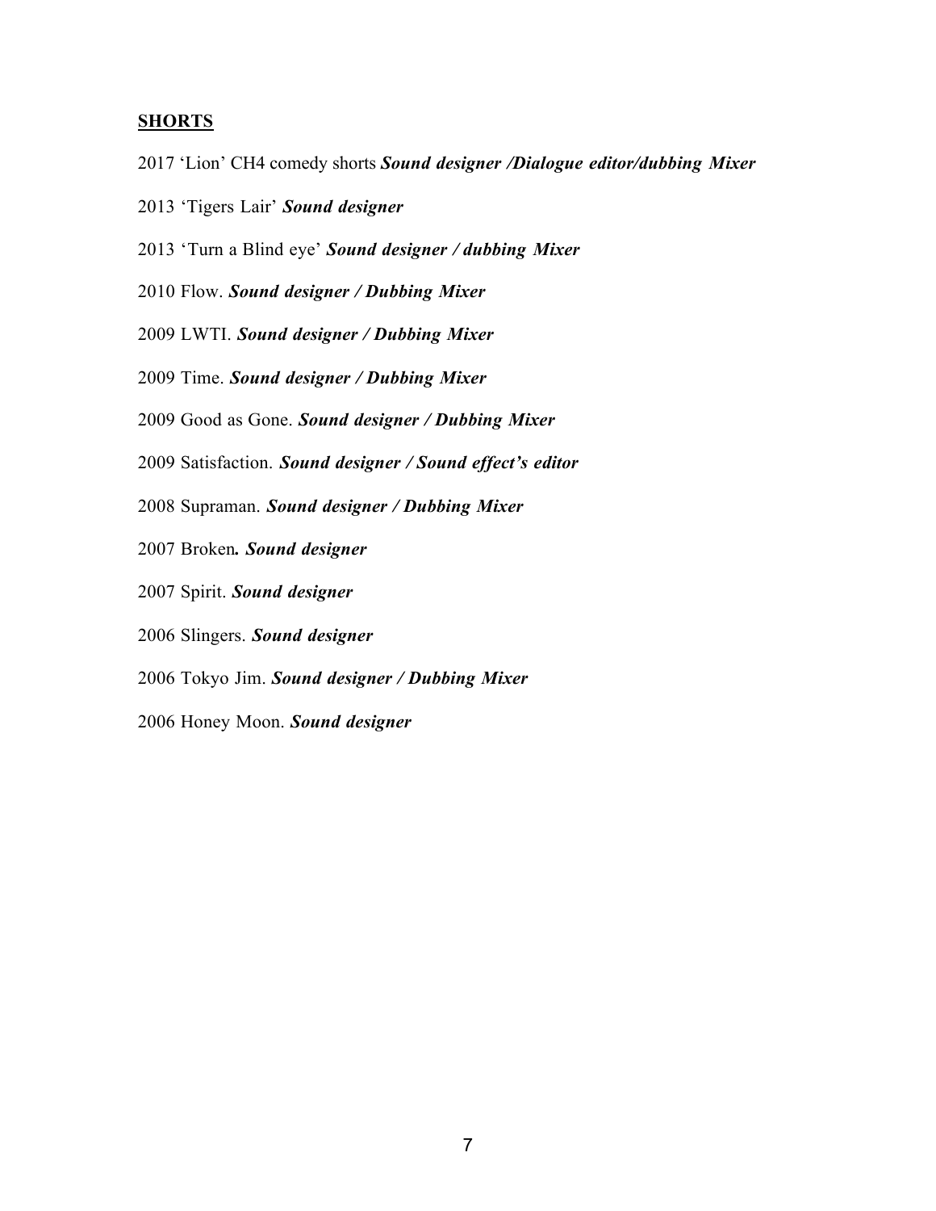## **SHORTS**

2017 'Lion' CH4 comedy shorts ***Sound designer /Dialogue editor/dubbing Mixer***

2013 'Tigers Lair' ***Sound designer***

2013 'Turn a Blind eye' ***Sound designer / dubbing Mixer***

2010 Flow. ***Sound designer / Dubbing Mixer***

2009 LWTI. ***Sound designer / Dubbing Mixer***

2009 Time. ***Sound designer / Dubbing Mixer***

2009 Good as Gone. ***Sound designer / Dubbing Mixer***

2009 Satisfaction. ***Sound designer / Sound effect's editor***

2008 Supraman. ***Sound designer / Dubbing Mixer***

2007 Broken***. Sound designer***

2007 Spirit. ***Sound designer***

2006 Slingers. ***Sound designer***

2006 Tokyo Jim. ***Sound designer / Dubbing Mixer***

2006 Honey Moon. ***Sound designer***